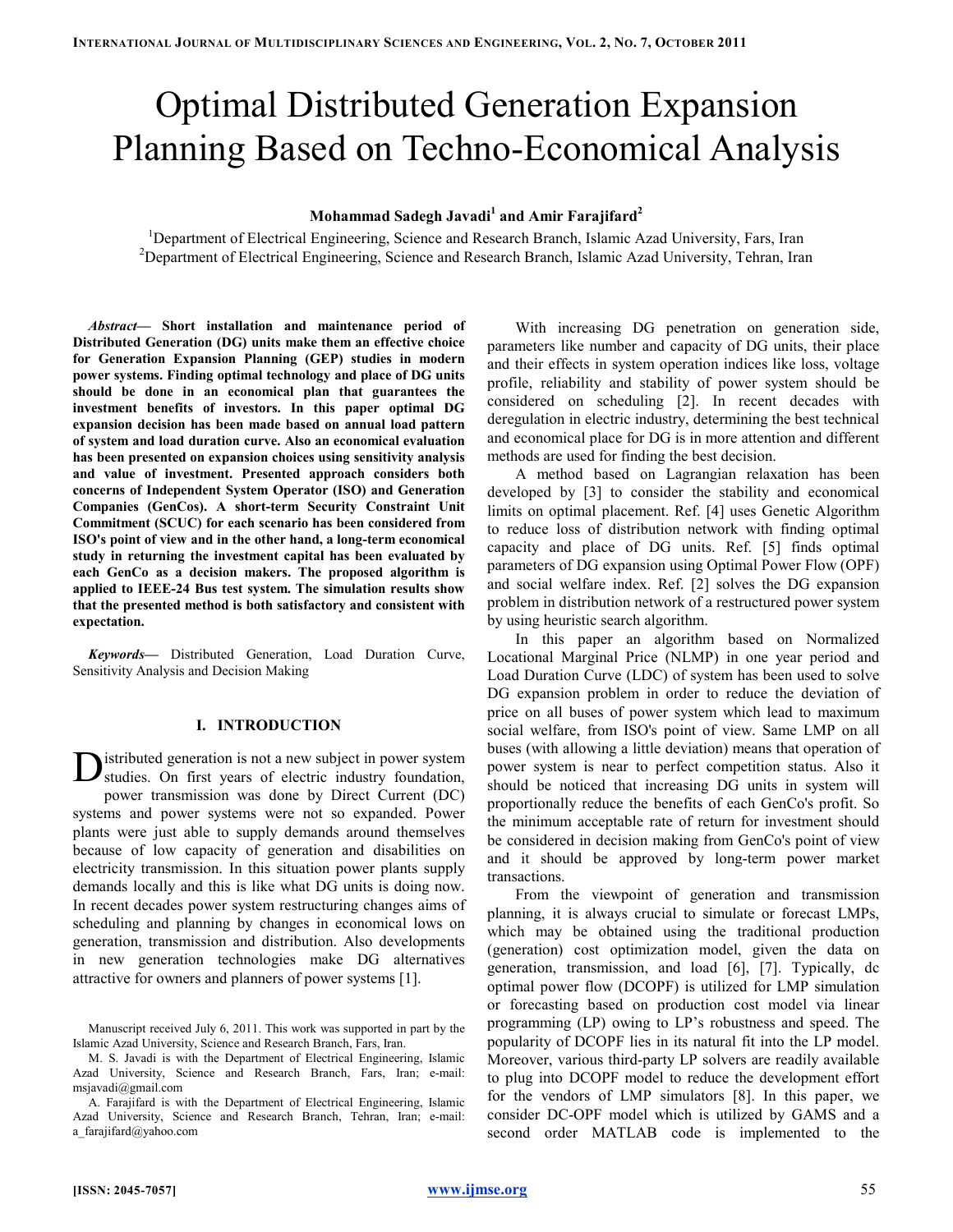# Optimal Distributed Generation Expansion Planning Based on Techno-Economical Analysis

**Mohammad Sadegh Javadi[1] and Amir Farajifard[2]**

[1]Department of Electrical Engineering, Science and Research Branch, Islamic Azad University, Fars, Iran
[2]Department of Electrical Engineering, Science and Research Branch, Islamic Azad University, Tehran, Iran

***Abstract*— Short installation and maintenance period of Distributed Generation (DG) units make them an effective choice for Generation Expansion Planning (GEP) studies in modern power systems. Finding optimal technology and place of DG units should be done in an economical plan that guarantees the investment benefits of investors. In this paper optimal DG expansion decision has been made based on annual load pattern of system and load duration curve. Also an economical evaluation has been presented on expansion choices using sensitivity analysis and value of investment. Presented approach considers both concerns of Independent System Operator (ISO) and Generation Companies (GenCos). A short-term Security Constraint Unit Commitment (SCUC) for each scenario has been considered from ISO's point of view and in the other hand, a long-term economical study in returning the investment capital has been evaluated by each GenCo as a decision makers. The proposed algorithm is applied to IEEE-24 Bus test system. The simulation results show that the presented method is both satisfactory and consistent with expectation.**

***Keywords*—** Distributed Generation, Load Duration Curve, Sensitivity Analysis and Decision Making

## I. INTRODUCTION

Distributed generation is not a new subject in power system studies. On first years of electric industry foundation, power transmission was done by Direct Current (DC) systems and power systems were not so expanded. Power plants were just able to supply demands around themselves because of low capacity of generation and disabilities on electricity transmission. In this situation power plants supply demands locally and this is like what DG units is doing now. In recent decades power system restructuring changes aims of scheduling and planning by changes in economical lows on generation, transmission and distribution. Also developments in new generation technologies make DG alternatives attractive for owners and planners of power systems [1].

With increasing DG penetration on generation side, parameters like number and capacity of DG units, their place and their effects in system operation indices like loss, voltage profile, reliability and stability of power system should be considered on scheduling [2]. In recent decades with deregulation in electric industry, determining the best technical and economical place for DG is in more attention and different methods are used for finding the best decision.

A method based on Lagrangian relaxation has been developed by [3] to consider the stability and economical limits on optimal placement. Ref. [4] uses Genetic Algorithm to reduce loss of distribution network with finding optimal capacity and place of DG units. Ref. [5] finds optimal parameters of DG expansion using Optimal Power Flow (OPF) and social welfare index. Ref. [2] solves the DG expansion problem in distribution network of a restructured power system by using heuristic search algorithm.

In this paper an algorithm based on Normalized Locational Marginal Price (NLMP) in one year period and Load Duration Curve (LDC) of system has been used to solve DG expansion problem in order to reduce the deviation of price on all buses of power system which lead to maximum social welfare, from ISO's point of view. Same LMP on all buses (with allowing a little deviation) means that operation of power system is near to perfect competition status. Also it should be noticed that increasing DG units in system will proportionally reduce the benefits of each GenCo's profit. So the minimum acceptable rate of return for investment should be considered in decision making from GenCo's point of view and it should be approved by long-term power market transactions.

From the viewpoint of generation and transmission planning, it is always crucial to simulate or forecast LMPs, which may be obtained using the traditional production (generation) cost optimization model, given the data on generation, transmission, and load [6], [7]. Typically, dc optimal power flow (DCOPF) is utilized for LMP simulation or forecasting based on production cost model via linear programming (LP) owing to LP's robustness and speed. The popularity of DCOPF lies in its natural fit into the LP model. Moreover, various third-party LP solvers are readily available to plug into DCOPF model to reduce the development effort for the vendors of LMP simulators [8]. In this paper, we consider DC-OPF model which is utilized by GAMS and a second order MATLAB code is implemented to the

Manuscript received July 6, 2011. This work was supported in part by the Islamic Azad University, Science and Research Branch, Fars, Iran.

M. S. Javadi is with the Department of Electrical Engineering, Islamic Azad University, Science and Research Branch, Fars, Iran; e-mail: msjavadi@gmail.com

A. Farajifard is with the Department of Electrical Engineering, Islamic Azad University, Science and Research Branch, Tehran, Iran; e-mail: a_farajifard@yahoo.com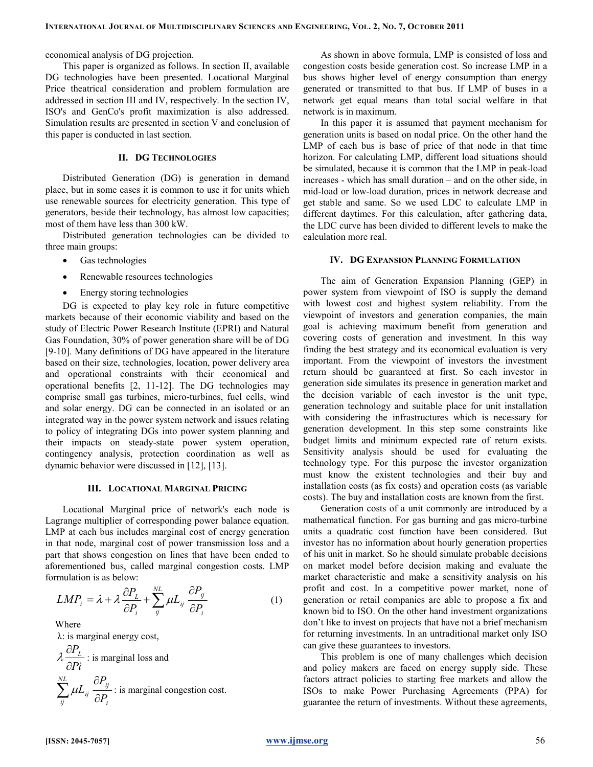economical analysis of DG projection.

This paper is organized as follows. In section II, available DG technologies have been presented. Locational Marginal Price theatrical consideration and problem formulation are addressed in section III and IV, respectively. In the section IV, ISO's and GenCo's profit maximization is also addressed. Simulation results are presented in section V and conclusion of this paper is conducted in last section.

## II. DG Technologies

Distributed Generation (DG) is generation in demand place, but in some cases it is common to use it for units which use renewable sources for electricity generation. This type of generators, beside their technology, has almost low capacities; most of them have less than 300 kW.

Distributed generation technologies can be divided to three main groups:

- Gas technologies
- Renewable resources technologies
- Energy storing technologies

DG is expected to play key role in future competitive markets because of their economic viability and based on the study of Electric Power Research Institute (EPRI) and Natural Gas Foundation, 30% of power generation share will be of DG [9-10]. Many definitions of DG have appeared in the literature based on their size, technologies, location, power delivery area and operational constraints with their economical and operational benefits [2, 11-12]. The DG technologies may comprise small gas turbines, micro-turbines, fuel cells, wind and solar energy. DG can be connected in an isolated or an integrated way in the power system network and issues relating to policy of integrating DGs into power system planning and their impacts on steady-state power system operation, contingency analysis, protection coordination as well as dynamic behavior were discussed in [12], [13].

## III. Locational Marginal Pricing

Locational Marginal price of network's each node is Lagrange multiplier of corresponding power balance equation. LMP at each bus includes marginal cost of energy generation in that node, marginal cost of power transmission loss and a part that shows congestion on lines that have been ended to aforementioned bus, called marginal congestion costs. LMP formulation is as below:

$$LMP_i = \lambda + \lambda \frac{\partial P_L}{\partial P_i} + \sum_{ij}^{NL} \mu L_{ij} \frac{\partial P_{ij}}{\partial P_i} \qquad (1)$$

Where

$\lambda$: is marginal energy cost,

$\lambda \frac{\partial P_L}{\partial Pi}$ : is marginal loss and

$\sum_{ij}^{NL} \mu L_{ij} \frac{\partial P_{ij}}{\partial P_i}$ : is marginal congestion cost.

As shown in above formula, LMP is consisted of loss and congestion costs beside generation cost. So increase LMP in a bus shows higher level of energy consumption than energy generated or transmitted to that bus. If LMP of buses in a network get equal means than total social welfare in that network is in maximum.

In this paper it is assumed that payment mechanism for generation units is based on nodal price. On the other hand the LMP of each bus is base of price of that node in that time horizon. For calculating LMP, different load situations should be simulated, because it is common that the LMP in peak-load increases - which has small duration – and on the other side, in mid-load or low-load duration, prices in network decrease and get stable and same. So we used LDC to calculate LMP in different daytimes. For this calculation, after gathering data, the LDC curve has been divided to different levels to make the calculation more real.

## IV. DG Expansion Planning Formulation

The aim of Generation Expansion Planning (GEP) in power system from viewpoint of ISO is supply the demand with lowest cost and highest system reliability. From the viewpoint of investors and generation companies, the main goal is achieving maximum benefit from generation and covering costs of generation and investment. In this way finding the best strategy and its economical evaluation is very important. From the viewpoint of investors the investment return should be guaranteed at first. So each investor in generation side simulates its presence in generation market and the decision variable of each investor is the unit type, generation technology and suitable place for unit installation with considering the infrastructures which is necessary for generation development. In this step some constraints like budget limits and minimum expected rate of return exists. Sensitivity analysis should be used for evaluating the technology type. For this purpose the investor organization must know the existent technologies and their buy and installation costs (as fix costs) and operation costs (as variable costs). The buy and installation costs are known from the first.

Generation costs of a unit commonly are introduced by a mathematical function. For gas burning and gas micro-turbine units a quadratic cost function have been considered. But investor has no information about hourly generation properties of his unit in market. So he should simulate probable decisions on market model before decision making and evaluate the market characteristic and make a sensitivity analysis on his profit and cost. In a competitive power market, none of generation or retail companies are able to propose a fix and known bid to ISO. On the other hand investment organizations don't like to invest on projects that have not a brief mechanism for returning investments. In an untraditional market only ISO can give these guarantees to investors.

This problem is one of many challenges which decision and policy makers are faced on energy supply side. These factors attract policies to starting free markets and allow the ISOs to make Power Purchasing Agreements (PPA) for guarantee the return of investments. Without these agreements,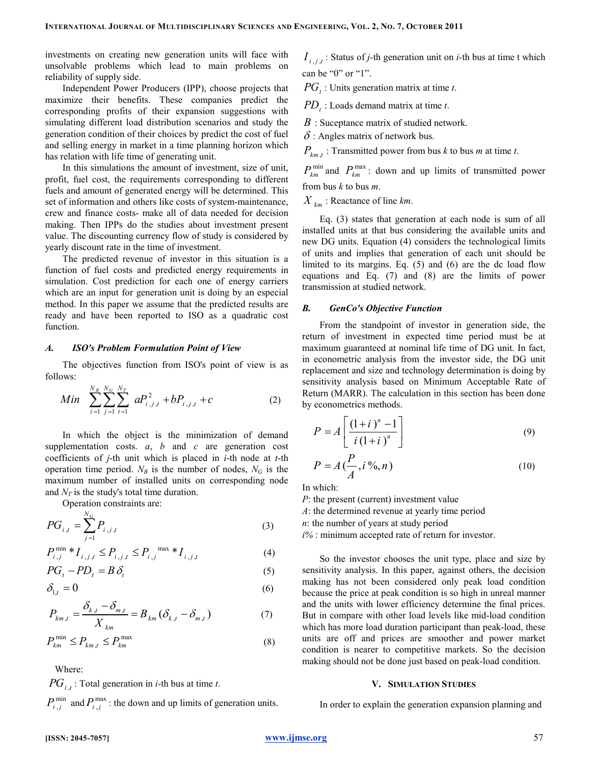investments on creating new generation units will face with unsolvable problems which lead to main problems on reliability of supply side.

Independent Power Producers (IPP), choose projects that maximize their benefits. These companies predict the corresponding profits of their expansion suggestions with simulating different load distribution scenarios and study the generation condition of their choices by predict the cost of fuel and selling energy in market in a time planning horizon which has relation with life time of generating unit.

In this simulations the amount of investment, size of unit, profit, fuel cost, the requirements corresponding to different fuels and amount of generated energy will be determined. This set of information and others like costs of system-maintenance, crew and finance costs- make all of data needed for decision making. Then IPPs do the studies about investment present value. The discounting currency flow of study is considered by yearly discount rate in the time of investment.

The predicted revenue of investor in this situation is a function of fuel costs and predicted energy requirements in simulation. Cost prediction for each one of energy carriers which are an input for generation unit is doing by an especial method. In this paper we assume that the predicted results are ready and have been reported to ISO as a quadratic cost function.

### *A. ISO's Problem Formulation Point of View*

The objectives function from ISO's point of view is as follows:

$$Min \quad \sum_{i=1}^{N_B} \sum_{j=1}^{N_G} \sum_{t=1}^{N_T} aP_{i,j,t}^2 + bP_{i,j,t} + c \tag{2}$$

In which the object is the minimization of demand supplementation costs. *a*, *b* and *c* are generation cost coefficients of *j*-th unit which is placed in *i*-th node at *t*-th operation time period. $N_B$ is the number of nodes, $N_G$ is the maximum number of installed units on corresponding node and $N_T$ is the study's total time duration.

Operation constraints are:

$$PG_{i,t} = \sum_{j=1}^{N_G} P_{i,j,t} \tag{3}$$

$$P_{i,j}^{\min} * I_{i,j,t} \le P_{i,j,t} \le P_{i,j}^{\max} * I_{i,j,t} \tag{4}$$

$$PG_t - PD_t = B\,\delta_t \tag{5}$$

$$\delta_{1,t} = 0 \tag{6}$$

$$P_{km,t} = \frac{\delta_{k,t} - \delta_{m,t}}{X_{km}} = B_{km}(\delta_{k,t} - \delta_{m,t}) \tag{7}$$

$$P_{km}^{\min} \le P_{km,t} \le P_{km}^{\max} \tag{8}$$

Where:

$PG_{i,t}$ : Total generation in *i*-th bus at time *t*.

$P_{i,j}^{\min}$ and $P_{i,j}^{\max}$ : the down and up limits of generation units.

$I_{i,j,t}$ : Status of *j*-th generation unit on *i*-th bus at time t which can be "0" or "1".

$PG_t$ : Units generation matrix at time *t*.

$PD_t$ : Loads demand matrix at time *t*.

$B$ : Suceptance matrix of studied network.

$\delta$ : Angles matrix of network bus.

$P_{km,t}$ : Transmitted power from bus *k* to bus *m* at time *t*.

$P_{km}^{\min}$ and $P_{km}^{\max}$ : down and up limits of transmitted power from bus *k* to bus *m*.

$X_{km}$ : Reactance of line *km*.

Eq. (3) states that generation at each node is sum of all installed units at that bus considering the available units and new DG units. Equation (4) considers the technological limits of units and implies that generation of each unit should be limited to its margins. Eq. (5) and (6) are the dc load flow equations and Eq. (7) and (8) are the limits of power transmission at studied network.

### *B. GenCo's Objective Function*

From the standpoint of investor in generation side, the return of investment in expected time period must be at maximum guaranteed at nominal life time of DG unit. In fact, in econometric analysis from the investor side, the DG unit replacement and size and technology determination is doing by sensitivity analysis based on Minimum Acceptable Rate of Return (MARR). The calculation in this section has been done by econometrics methods.

$$P = A\left[\frac{(1+i)^n - 1}{i\,(1+i)^n}\right] \tag{9}$$

$$P = A\left(\frac{P}{A}, i\,\%, n\right) \tag{10}$$

In which:

*P*: the present (current) investment value

*A*: the determined revenue at yearly time period

*n*: the number of years at study period

*i%* : minimum accepted rate of return for investor.

So the investor chooses the unit type, place and size by sensitivity analysis. In this paper, against others, the decision making has not been considered only peak load condition because the price at peak condition is so high in unreal manner and the units with lower efficiency determine the final prices. But in compare with other load levels like mid-load condition which has more load duration participant than peak-load, these units are off and prices are smoother and power market condition is nearer to competitive markets. So the decision making should not be done just based on peak-load condition.

## V. Simulation Studies

In order to explain the generation expansion planning and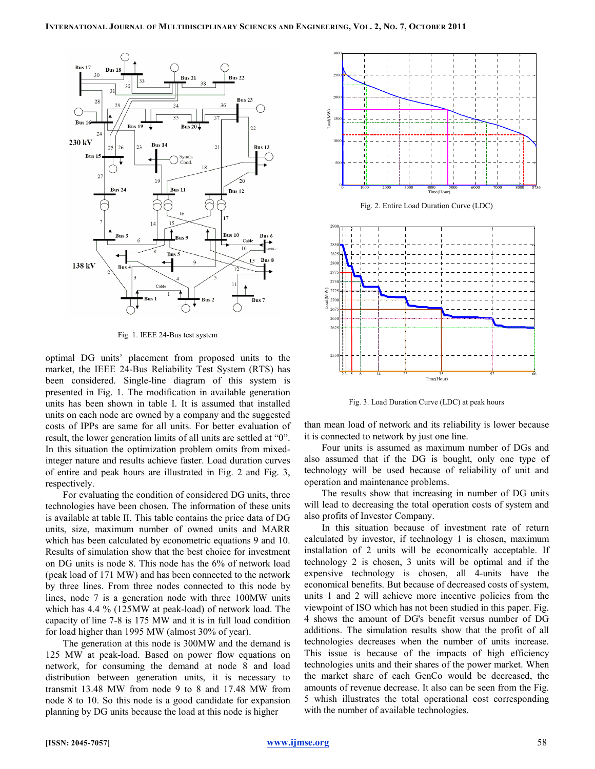Fig. 1. IEEE 24-Bus test system

optimal DG units' placement from proposed units to the market, the IEEE 24-Bus Reliability Test System (RTS) has been considered. Single-line diagram of this system is presented in Fig. 1. The modification in available generation units has been shown in table I. It is assumed that installed units on each node are owned by a company and the suggested costs of IPPs are same for all units. For better evaluation of result, the lower generation limits of all units are settled at "0". In this situation the optimization problem omits from mixed-integer nature and results achieve faster. Load duration curves of entire and peak hours are illustrated in Fig. 2 and Fig. 3, respectively.

For evaluating the condition of considered DG units, three technologies have been chosen. The information of these units is available at table II. This table contains the price data of DG units, size, maximum number of owned units and MARR which has been calculated by econometric equations 9 and 10. Results of simulation show that the best choice for investment on DG units is node 8. This node has the 6% of network load (peak load of 171 MW) and has been connected to the network by three lines. From three nodes connected to this node by lines, node 7 is a generation node with three 100MW units which has 4.4 % (125MW at peak-load) of network load. The capacity of line 7-8 is 175 MW and it is in full load condition for load higher than 1995 MW (almost 30% of year).

The generation at this node is 300MW and the demand is 125 MW at peak-load. Based on power flow equations on network, for consuming the demand at node 8 and load distribution between generation units, it is necessary to transmit 13.48 MW from node 9 to 8 and 17.48 MW from node 8 to 10. So this node is a good candidate for expansion planning by DG units because the load at this node is higher than mean load of network and its reliability is lower because it is connected to network by just one line.

Fig. 2. Entire Load Duration Curve (LDC)

Fig. 3. Load Duration Curve (LDC) at peak hours

Four units is assumed as maximum number of DGs and also assumed that if the DG is bought, only one type of technology will be used because of reliability of unit and operation and maintenance problems.

The results show that increasing in number of DG units will lead to decreasing the total operation costs of system and also profits of Investor Company.

In this situation because of investment rate of return calculated by investor, if technology 1 is chosen, maximum installation of 2 units will be economically acceptable. If technology 2 is chosen, 3 units will be optimal and if the expensive technology is chosen, all 4-units have the economical benefits. But because of decreased costs of system, units 1 and 2 will achieve more incentive policies from the viewpoint of ISO which has not been studied in this paper. Fig. 4 shows the amount of DG's benefit versus number of DG additions. The simulation results show that the profit of all technologies decreases when the number of units increase. This issue is because of the impacts of high efficiency technologies units and their shares of the power market. When the market share of each GenCo would be decreased, the amounts of revenue decrease. It also can be seen from the Fig. 5 whish illustrates the total operational cost corresponding with the number of available technologies.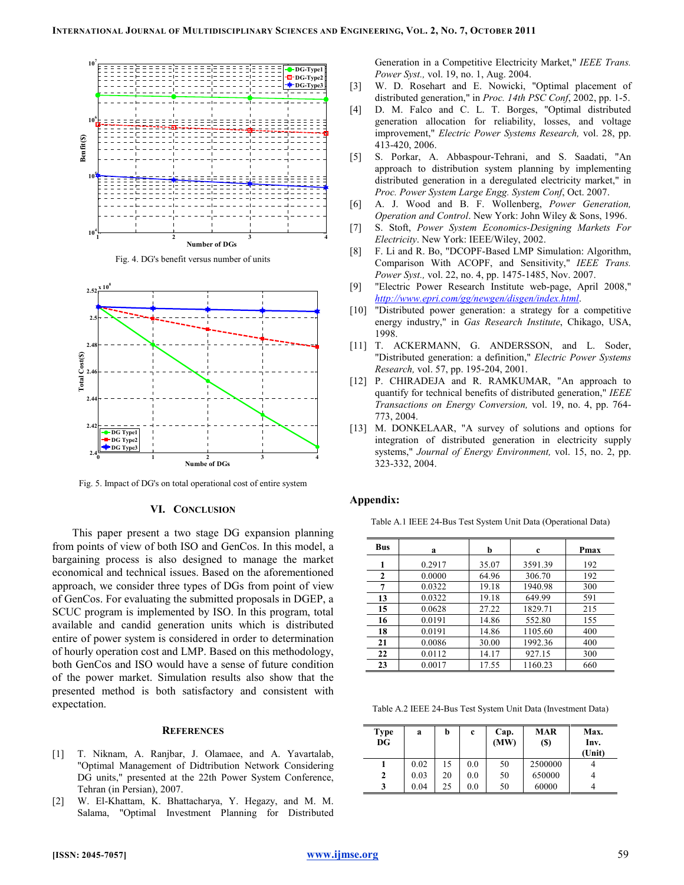10^7

DG-Type1
DG-Type2
DG-Type3

10^6

Benfit($)

10^5

10^4

1 2 3 4

Number of DGs

Fig. 4. DG's benefit versus number of units

2.52 x 10^8

2.5

2.48

Total Cost($)

2.46

2.44

2.42

DG Type1
DG Type2
DG Type3

2.4

0 1 2 3 4

Numbe of DGs

Fig. 5. Impact of DG's on total operational cost of entire system

## VI. Conclusion

This paper present a two stage DG expansion planning from points of view of both ISO and GenCos. In this model, a bargaining process is also designed to manage the market economical and technical issues. Based on the aforementioned approach, we consider three types of DGs from point of view of GenCos. For evaluating the submitted proposals in DGEP, a SCUC program is implemented by ISO. In this program, total available and candid generation units which is distributed entire of power system is considered in order to determination of hourly operation cost and LMP. Based on this methodology, both GenCos and ISO would have a sense of future condition of the power market. Simulation results also show that the presented method is both satisfactory and consistent with expectation.

## References

[1] T. Niknam, A. Ranjbar, J. Olamaee, and A. Yavartalab, "Optimal Management of Didtribution Network Considering DG units," presented at the 22th Power System Conference, Tehran (in Persian), 2007.

[2] W. El-Khattam, K. Bhattacharya, Y. Hegazy, and M. M. Salama, "Optimal Investment Planning for Distributed Generation in a Competitive Electricity Market," *IEEE Trans. Power Syst.,* vol. 19, no. 1, Aug. 2004.

[3] W. D. Rosehart and E. Nowicki, "Optimal placement of distributed generation," in *Proc. 14th PSC Conf*, 2002, pp. 1-5.

[4] D. M. Falco and C. L. T. Borges, "Optimal distributed generation allocation for reliability, losses, and voltage improvement," *Electric Power Systems Research,* vol. 28, pp. 413-420, 2006.

[5] S. Porkar, A. Abbaspour-Tehrani, and S. Saadati, "An approach to distribution system planning by implementing distributed generation in a deregulated electricity market," in *Proc. Power System Large Engg. System Conf*, Oct. 2007.

[6] A. J. Wood and B. F. Wollenberg, *Power Generation, Operation and Control*. New York: John Wiley & Sons, 1996.

[7] S. Stoft, *Power System Economics-Designing Markets For Electricity*. New York: IEEE/Wiley, 2002.

[8] F. Li and R. Bo, "DCOPF-Based LMP Simulation: Algorithm, Comparison With ACOPF, and Sensitivity," *IEEE Trans. Power Syst.,* vol. 22, no. 4, pp. 1475-1485, Nov. 2007.

[9] "Electric Power Research Institute web-page, April 2008," http://www.epri.com/gg/newgen/disgen/index.html.

[10] "Distributed power generation: a strategy for a competitive energy industry," in *Gas Research Institute*, Chikago, USA, 1998.

[11] T. ACKERMANN, G. ANDERSSON, and L. Soder, "Distributed generation: a definition," *Electric Power Systems Research,* vol. 57, pp. 195-204, 2001.

[12] P. CHIRADEJA and R. RAMKUMAR, "An approach to quantify for technical benefits of distributed generation," *IEEE Transactions on Energy Conversion,* vol. 19, no. 4, pp. 764-773, 2004.

[13] M. DONKELAAR, "A survey of solutions and options for integration of distributed generation in electricity supply systems," *Journal of Energy Environment,* vol. 15, no. 2, pp. 323-332, 2004.

## Appendix:

Table A.1 IEEE 24-Bus Test System Unit Data (Operational Data)

| Bus | a | b | c | Pmax |
|---|---|---|---|---|
| 1 | 0.2917 | 35.07 | 3591.39 | 192 |
| 2 | 0.0000 | 64.96 | 306.70 | 192 |
| 7 | 0.0322 | 19.18 | 1940.98 | 300 |
| 13 | 0.0322 | 19.18 | 649.99 | 591 |
| 15 | 0.0628 | 27.22 | 1829.71 | 215 |
| 16 | 0.0191 | 14.86 | 552.80 | 155 |
| 18 | 0.0191 | 14.86 | 1105.60 | 400 |
| 21 | 0.0086 | 30.00 | 1992.36 | 400 |
| 22 | 0.0112 | 14.17 | 927.15 | 300 |
| 23 | 0.0017 | 17.55 | 1160.23 | 660 |

Table A.2 IEEE 24-Bus Test System Unit Data (Investment Data)

| Type DG | a | b | c | Cap. (MW) | MAR ($) | Max. Inv. (Unit) |
|---|---|---|---|---|---|---|
| 1 | 0.02 | 15 | 0.0 | 50 | 2500000 | 4 |
| 2 | 0.03 | 20 | 0.0 | 50 | 650000 | 4 |
| 3 | 0.04 | 25 | 0.0 | 50 | 60000 | 4 |